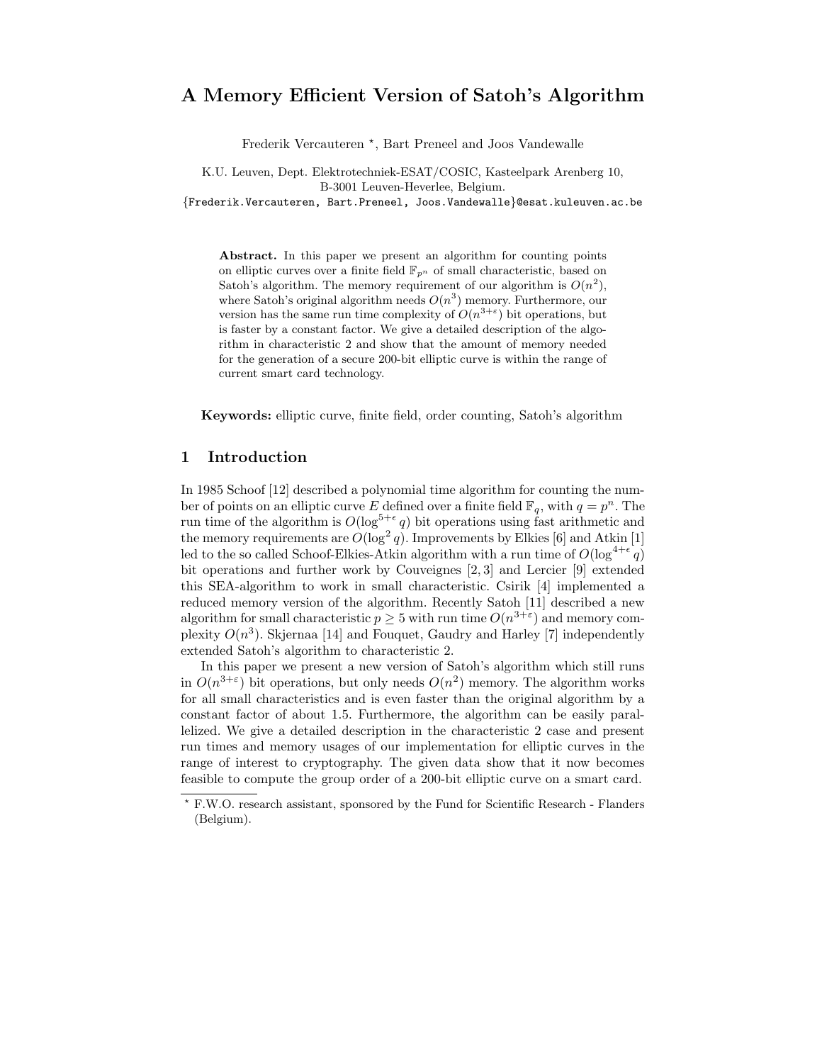# A Memory Efficient Version of Satoh's Algorithm

Frederik Vercauteren [⋆], Bart Preneel and Joos Vandewalle

K.U. Leuven, Dept. Elektrotechniek-ESAT/COSIC, Kasteelpark Arenberg 10,
B-3001 Leuven-Heverlee, Belgium.
{Frederik.Vercauteren, Bart.Preneel, Joos.Vandewalle}@esat.kuleuven.ac.be

**Abstract.** In this paper we present an algorithm for counting points on elliptic curves over a finite field $\mathbb{F}_{p^n}$ of small characteristic, based on Satoh's algorithm. The memory requirement of our algorithm is $O(n^2)$, where Satoh's original algorithm needs $O(n^3)$ memory. Furthermore, our version has the same run time complexity of $O(n^{3+\varepsilon})$ bit operations, but is faster by a constant factor. We give a detailed description of the algorithm in characteristic 2 and show that the amount of memory needed for the generation of a secure 200-bit elliptic curve is within the range of current smart card technology.

**Keywords:** elliptic curve, finite field, order counting, Satoh's algorithm

## 1 Introduction

In 1985 Schoof [12] described a polynomial time algorithm for counting the number of points on an elliptic curve $E$ defined over a finite field $\mathbb{F}_q$, with $q = p^n$. The run time of the algorithm is $O(\log^{5+\epsilon} q)$ bit operations using fast arithmetic and the memory requirements are $O(\log^2 q)$. Improvements by Elkies [6] and Atkin [1] led to the so called Schoof-Elkies-Atkin algorithm with a run time of $O(\log^{4+\epsilon} q)$ bit operations and further work by Couveignes [2, 3] and Lercier [9] extended this SEA-algorithm to work in small characteristic. Csirik [4] implemented a reduced memory version of the algorithm. Recently Satoh [11] described a new algorithm for small characteristic $p \geq 5$ with run time $O(n^{3+\varepsilon})$ and memory complexity $O(n^3)$. Skjernaa [14] and Fouquet, Gaudry and Harley [7] independently extended Satoh's algorithm to characteristic 2.

In this paper we present a new version of Satoh's algorithm which still runs in $O(n^{3+\varepsilon})$ bit operations, but only needs $O(n^2)$ memory. The algorithm works for all small characteristics and is even faster than the original algorithm by a constant factor of about 1.5. Furthermore, the algorithm can be easily parallelized. We give a detailed description in the characteristic 2 case and present run times and memory usages of our implementation for elliptic curves in the range of interest to cryptography. The given data show that it now becomes feasible to compute the group order of a 200-bit elliptic curve on a smart card.

⋆ F.W.O. research assistant, sponsored by the Fund for Scientific Research - Flanders (Belgium).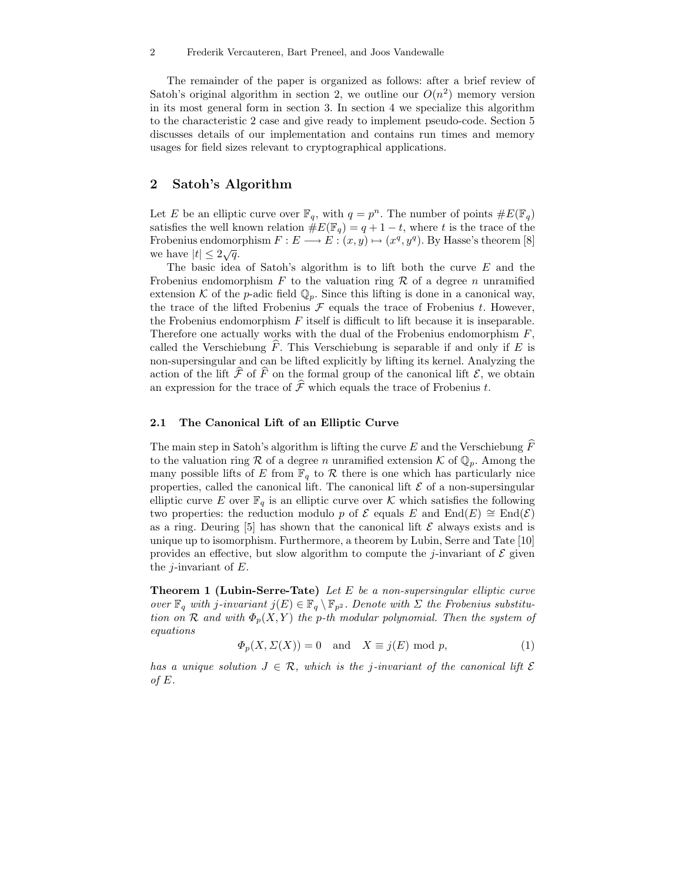The remainder of the paper is organized as follows: after a brief review of Satoh's original algorithm in section 2, we outline our $O(n^2)$ memory version in its most general form in section 3. In section 4 we specialize this algorithm to the characteristic 2 case and give ready to implement pseudo-code. Section 5 discusses details of our implementation and contains run times and memory usages for field sizes relevant to cryptographical applications.

## 2 Satoh's Algorithm

Let $E$ be an elliptic curve over $\mathbb{F}_q$, with $q = p^n$. The number of points $\#E(\mathbb{F}_q)$ satisfies the well known relation $\#E(\mathbb{F}_q) = q + 1 - t$, where $t$ is the trace of the Frobenius endomorphism $F : E \longrightarrow E : (x, y) \mapsto (x^q, y^q)$. By Hasse's theorem [8] we have $|t| \leq 2\sqrt{q}$.

The basic idea of Satoh's algorithm is to lift both the curve $E$ and the Frobenius endomorphism $F$ to the valuation ring $\mathcal{R}$ of a degree $n$ unramified extension $\mathcal{K}$ of the $p$-adic field $\mathbb{Q}_p$. Since this lifting is done in a canonical way, the trace of the lifted Frobenius $\mathcal{F}$ equals the trace of Frobenius $t$. However, the Frobenius endomorphism $F$ itself is difficult to lift because it is inseparable. Therefore one actually works with the dual of the Frobenius endomorphism $F$, called the Verschiebung $\widehat{F}$. This Verschiebung is separable if and only if $E$ is non-supersingular and can be lifted explicitly by lifting its kernel. Analyzing the action of the lift $\widehat{\mathcal{F}}$ of $\widehat{F}$ on the formal group of the canonical lift $\mathcal{E}$, we obtain an expression for the trace of $\widehat{\mathcal{F}}$ which equals the trace of Frobenius $t$.

### 2.1 The Canonical Lift of an Elliptic Curve

The main step in Satoh's algorithm is lifting the curve $E$ and the Verschiebung $\widehat{F}$ to the valuation ring $\mathcal{R}$ of a degree $n$ unramified extension $\mathcal{K}$ of $\mathbb{Q}_p$. Among the many possible lifts of $E$ from $\mathbb{F}_q$ to $\mathcal{R}$ there is one which has particularly nice properties, called the canonical lift. The canonical lift $\mathcal{E}$ of a non-supersingular elliptic curve $E$ over $\mathbb{F}_q$ is an elliptic curve over $\mathcal{K}$ which satisfies the following two properties: the reduction modulo $p$ of $\mathcal{E}$ equals $E$ and $\mathrm{End}(E) \cong \mathrm{End}(\mathcal{E})$ as a ring. Deuring [5] has shown that the canonical lift $\mathcal{E}$ always exists and is unique up to isomorphism. Furthermore, a theorem by Lubin, Serre and Tate [10] provides an effective, but slow algorithm to compute the $j$-invariant of $\mathcal{E}$ given the $j$-invariant of $E$.

**Theorem 1 (Lubin-Serre-Tate)** *Let $E$ be a non-supersingular elliptic curve over $\mathbb{F}_q$ with $j$-invariant $j(E) \in \mathbb{F}_q \setminus \mathbb{F}_{p^2}$. Denote with $\Sigma$ the Frobenius substitution on $\mathcal{R}$ and with $\Phi_p(X, Y)$ the $p$-th modular polynomial. Then the system of equations*

$$\Phi_p(X, \Sigma(X)) = 0 \quad \text{and} \quad X \equiv j(E) \bmod p, \tag{1}$$

*has a unique solution $J \in \mathcal{R}$, which is the $j$-invariant of the canonical lift $\mathcal{E}$ of $E$.*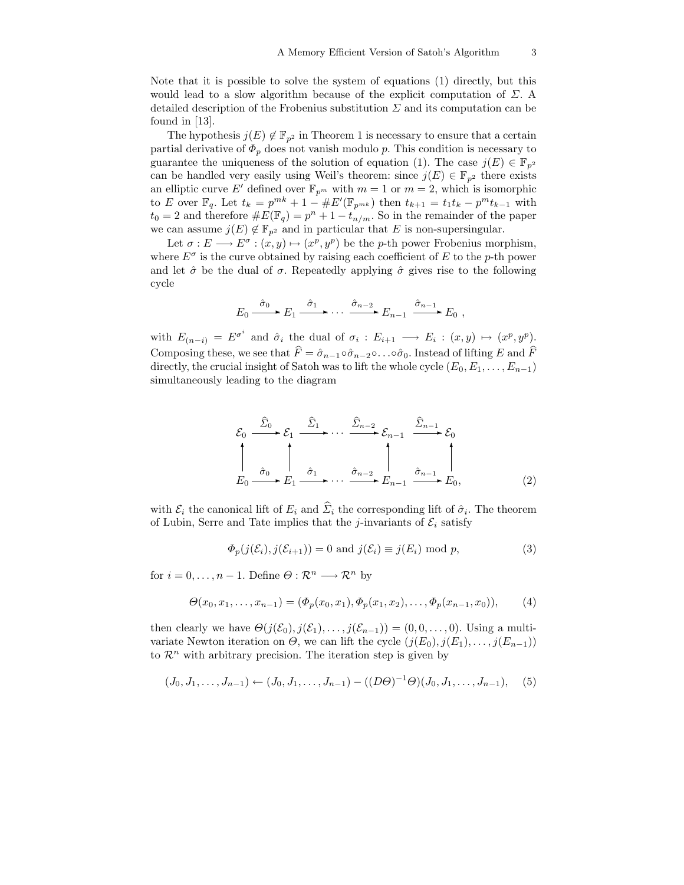Note that it is possible to solve the system of equations (1) directly, but this would lead to a slow algorithm because of the explicit computation of $\Sigma$. A detailed description of the Frobenius substitution $\Sigma$ and its computation can be found in [13].

The hypothesis $j(E) \notin \mathbb{F}_{p^2}$ in Theorem 1 is necessary to ensure that a certain partial derivative of $\Phi_p$ does not vanish modulo $p$. This condition is necessary to guarantee the uniqueness of the solution of equation (1). The case $j(E) \in \mathbb{F}_{p^2}$ can be handled very easily using Weil's theorem: since $j(E) \in \mathbb{F}_{p^2}$ there exists an elliptic curve $E'$ defined over $\mathbb{F}_{p^m}$ with $m = 1$ or $m = 2$, which is isomorphic to $E$ over $\mathbb{F}_q$. Let $t_k = p^{mk} + 1 - \#E'(\mathbb{F}_{p^{mk}})$ then $t_{k+1} = t_1 t_k - p^m t_{k-1}$ with $t_0 = 2$ and therefore $\#E(\mathbb{F}_q) = p^n + 1 - t_{n/m}$. So in the remainder of the paper we can assume $j(E) \notin \mathbb{F}_{p^2}$ and in particular that $E$ is non-supersingular.

Let $\sigma : E \longrightarrow E^\sigma : (x, y) \mapsto (x^p, y^p)$ be the $p$-th power Frobenius morphism, where $E^\sigma$ is the curve obtained by raising each coefficient of $E$ to the $p$-th power and let $\hat{\sigma}$ be the dual of $\sigma$. Repeatedly applying $\hat{\sigma}$ gives rise to the following cycle

$$E_0 \xrightarrow{\hat{\sigma}_0} E_1 \xrightarrow{\hat{\sigma}_1} \cdots \xrightarrow{\hat{\sigma}_{n-2}} E_{n-1} \xrightarrow{\hat{\sigma}_{n-1}} E_0 \ ,$$

with $E_{(n-i)} = E^{\sigma^i}$ and $\hat{\sigma}_i$ the dual of $\sigma_i : E_{i+1} \longrightarrow E_i : (x, y) \mapsto (x^p, y^p)$. Composing these, we see that $\widehat{F} = \hat{\sigma}_{n-1} \circ \hat{\sigma}_{n-2} \circ \ldots \circ \hat{\sigma}_0$. Instead of lifting $E$ and $\widehat{F}$ directly, the crucial insight of Satoh was to lift the whole cycle $(E_0, E_1, \ldots, E_{n-1})$ simultaneously leading to the diagram

$$\begin{array}{ccccccccc}
\mathcal{E}_0 & \xrightarrow{\widehat{\Sigma}_0} & \mathcal{E}_1 & \xrightarrow{\widehat{\Sigma}_1} & \cdots & \xrightarrow{\widehat{\Sigma}_{n-2}} & \mathcal{E}_{n-1} & \xrightarrow{\widehat{\Sigma}_{n-1}} & \mathcal{E}_0 \\
\uparrow & & \uparrow & & & & \uparrow & & \uparrow \\
E_0 & \xrightarrow{\hat{\sigma}_0} & E_1 & \xrightarrow{\hat{\sigma}_1} & \cdots & \xrightarrow{\hat{\sigma}_{n-2}} & E_{n-1} & \xrightarrow{\hat{\sigma}_{n-1}} & E_0,
\end{array} \tag{2}$$

with $\mathcal{E}_i$ the canonical lift of $E_i$ and $\widehat{\Sigma}_i$ the corresponding lift of $\hat{\sigma}_i$. The theorem of Lubin, Serre and Tate implies that the $j$-invariants of $\mathcal{E}_i$ satisfy

$$\Phi_p(j(\mathcal{E}_i), j(\mathcal{E}_{i+1})) = 0 \text{ and } j(\mathcal{E}_i) \equiv j(E_i) \bmod p, \tag{3}$$

for $i = 0, \ldots, n-1$. Define $\Theta : \mathcal{R}^n \longrightarrow \mathcal{R}^n$ by

$$\Theta(x_0, x_1, \ldots, x_{n-1}) = (\Phi_p(x_0, x_1), \Phi_p(x_1, x_2), \ldots, \Phi_p(x_{n-1}, x_0)), \tag{4}$$

then clearly we have $\Theta(j(\mathcal{E}_0), j(\mathcal{E}_1), \ldots, j(\mathcal{E}_{n-1})) = (0, 0, \ldots, 0)$. Using a multivariate Newton iteration on $\Theta$, we can lift the cycle $(j(E_0), j(E_1), \ldots, j(E_{n-1}))$ to $\mathcal{R}^n$ with arbitrary precision. The iteration step is given by

$$(J_0, J_1, \ldots, J_{n-1}) \leftarrow (J_0, J_1, \ldots, J_{n-1}) - ((D\Theta)^{-1}\Theta)(J_0, J_1, \ldots, J_{n-1}), \tag{5}$$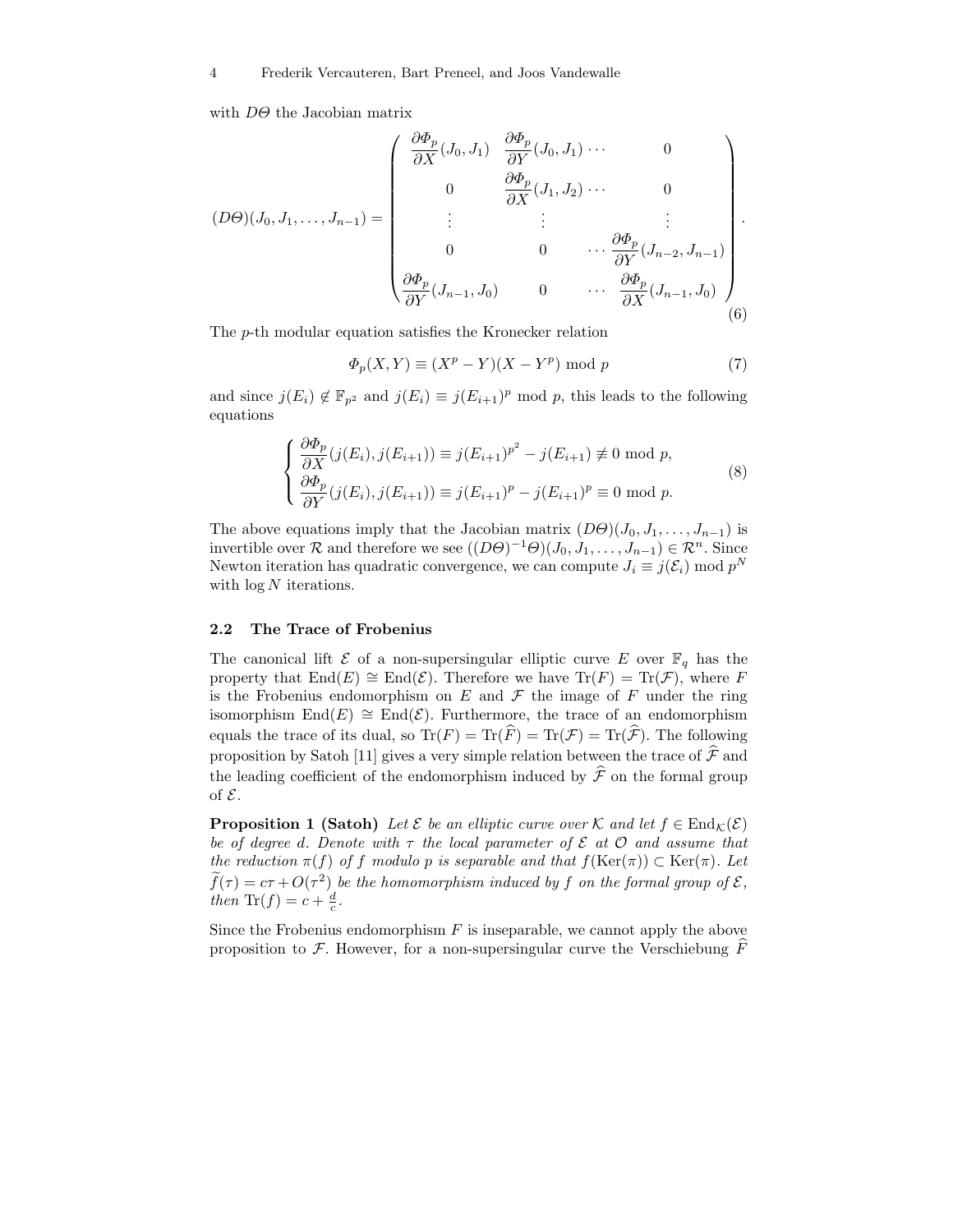with $D\Theta$ the Jacobian matrix

$$
(D\Theta)(J_0, J_1, \ldots, J_{n-1}) = \begin{pmatrix} \frac{\partial \Phi_p}{\partial X}(J_0, J_1) & \frac{\partial \Phi_p}{\partial Y}(J_0, J_1) \cdots & 0 \\ 0 & \frac{\partial \Phi_p}{\partial X}(J_1, J_2) \cdots & 0 \\ \vdots & \vdots & \vdots \\ 0 & 0 & \cdots \frac{\partial \Phi_p}{\partial Y}(J_{n-2}, J_{n-1}) \\ \frac{\partial \Phi_p}{\partial Y}(J_{n-1}, J_0) & 0 & \cdots \ \frac{\partial \Phi_p}{\partial X}(J_{n-1}, J_0) \end{pmatrix}. \tag{6}
$$

The $p$-th modular equation satisfies the Kronecker relation

$$
\Phi_p(X, Y) \equiv (X^p - Y)(X - Y^p) \bmod p \tag{7}
$$

and since $j(E_i) \notin \mathbb{F}_{p^2}$ and $j(E_i) \equiv j(E_{i+1})^p \bmod p$, this leads to the following equations

$$
\begin{cases} \frac{\partial \Phi_p}{\partial X}(j(E_i), j(E_{i+1})) \equiv j(E_{i+1})^{p^2} - j(E_{i+1}) \not\equiv 0 \bmod p, \\ \frac{\partial \Phi_p}{\partial Y}(j(E_i), j(E_{i+1})) \equiv j(E_{i+1})^p - j(E_{i+1})^p \equiv 0 \bmod p. \end{cases} \tag{8}
$$

The above equations imply that the Jacobian matrix $(D\Theta)(J_0, J_1, \ldots, J_{n-1})$ is invertible over $\mathcal{R}$ and therefore we see $((D\Theta)^{-1}\Theta)(J_0, J_1, \ldots, J_{n-1}) \in \mathcal{R}^n$. Since Newton iteration has quadratic convergence, we can compute $J_i \equiv j(\mathcal{E}_i) \bmod p^N$ with $\log N$ iterations.

### 2.2 The Trace of Frobenius

The canonical lift $\mathcal{E}$ of a non-supersingular elliptic curve $E$ over $\mathbb{F}_q$ has the property that $\mathrm{End}(E) \cong \mathrm{End}(\mathcal{E})$. Therefore we have $\mathrm{Tr}(F) = \mathrm{Tr}(\mathcal{F})$, where $F$ is the Frobenius endomorphism on $E$ and $\mathcal{F}$ the image of $F$ under the ring isomorphism $\mathrm{End}(E) \cong \mathrm{End}(\mathcal{E})$. Furthermore, the trace of an endomorphism equals the trace of its dual, so $\mathrm{Tr}(F) = \mathrm{Tr}(\widehat{F}) = \mathrm{Tr}(\mathcal{F}) = \mathrm{Tr}(\widehat{\mathcal{F}})$. The following proposition by Satoh [11] gives a very simple relation between the trace of $\widehat{\mathcal{F}}$ and the leading coefficient of the endomorphism induced by $\widehat{\mathcal{F}}$ on the formal group of $\mathcal{E}$.

**Proposition 1 (Satoh)** *Let $\mathcal{E}$ be an elliptic curve over $\mathcal{K}$ and let $f \in \mathrm{End}_{\mathcal{K}}(\mathcal{E})$ be of degree $d$. Denote with $\tau$ the local parameter of $\mathcal{E}$ at $\mathcal{O}$ and assume that the reduction $\pi(f)$ of $f$ modulo $p$ is separable and that $f(\mathrm{Ker}(\pi)) \subset \mathrm{Ker}(\pi)$. Let $\widetilde{f}(\tau) = c\tau + O(\tau^2)$ be the homomorphism induced by $f$ on the formal group of $\mathcal{E}$, then $\mathrm{Tr}(f) = c + \frac{d}{c}$.*

Since the Frobenius endomorphism $F$ is inseparable, we cannot apply the above proposition to $\mathcal{F}$. However, for a non-supersingular curve the Verschiebung $\widehat{F}$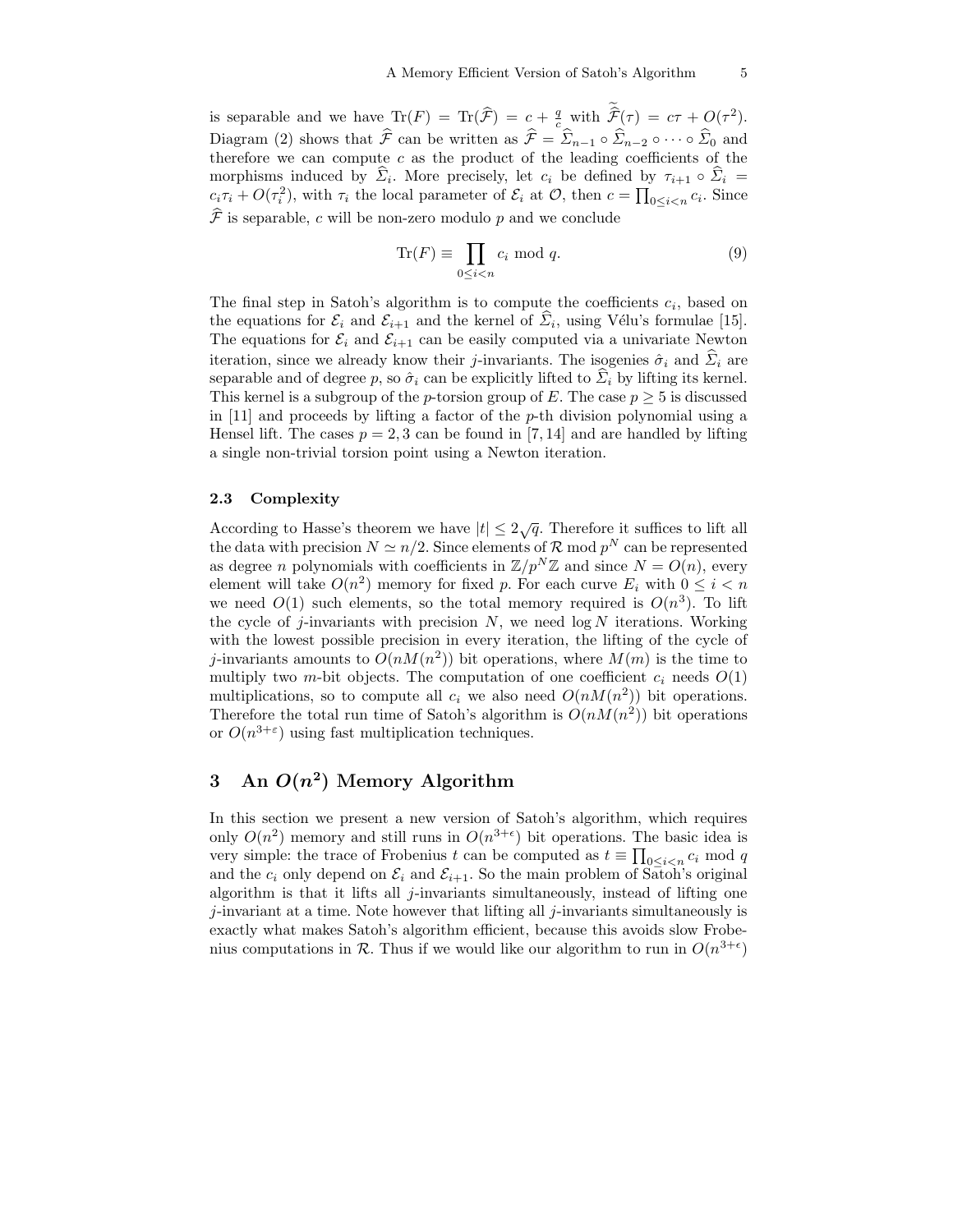is separable and we have $\mathrm{Tr}(F) = \mathrm{Tr}(\widehat{\mathcal{F}}) = c + \frac{q}{c}$ with $\widehat{\widehat{\mathcal{F}}}(\tau) = c\tau + O(\tau^2)$. Diagram (2) shows that $\widehat{\mathcal{F}}$ can be written as $\widehat{\mathcal{F}} = \widehat{\Sigma}_{n-1} \circ \widehat{\Sigma}_{n-2} \circ \cdots \circ \widehat{\Sigma}_0$ and therefore we can compute $c$ as the product of the leading coefficients of the morphisms induced by $\widehat{\Sigma}_i$. More precisely, let $c_i$ be defined by $\tau_{i+1} \circ \widehat{\Sigma}_i = c_i \tau_i + O(\tau_i^2)$, with $\tau_i$ the local parameter of $\mathcal{E}_i$ at $\mathcal{O}$, then $c = \prod_{0 \leq i < n} c_i$. Since $\widehat{\mathcal{F}}$ is separable, $c$ will be non-zero modulo $p$ and we conclude

$$\mathrm{Tr}(F) \equiv \prod_{0 \leq i < n} c_i \bmod q. \tag{9}$$

The final step in Satoh's algorithm is to compute the coefficients $c_i$, based on the equations for $\mathcal{E}_i$ and $\mathcal{E}_{i+1}$ and the kernel of $\widehat{\Sigma}_i$, using Vélu's formulae [15]. The equations for $\mathcal{E}_i$ and $\mathcal{E}_{i+1}$ can be easily computed via a univariate Newton iteration, since we already know their $j$-invariants. The isogenies $\hat{\sigma}_i$ and $\widehat{\Sigma}_i$ are separable and of degree $p$, so $\hat{\sigma}_i$ can be explicitly lifted to $\widehat{\Sigma}_i$ by lifting its kernel. This kernel is a subgroup of the $p$-torsion group of $E$. The case $p \geq 5$ is discussed in [11] and proceeds by lifting a factor of the $p$-th division polynomial using a Hensel lift. The cases $p = 2, 3$ can be found in [7, 14] and are handled by lifting a single non-trivial torsion point using a Newton iteration.

### 2.3 Complexity

According to Hasse's theorem we have $|t| \leq 2\sqrt{q}$. Therefore it suffices to lift all the data with precision $N \simeq n/2$. Since elements of $\mathcal{R} \bmod p^N$ can be represented as degree $n$ polynomials with coefficients in $\mathbb{Z}/p^N\mathbb{Z}$ and since $N = O(n)$, every element will take $O(n^2)$ memory for fixed $p$. For each curve $E_i$ with $0 \leq i < n$ we need $O(1)$ such elements, so the total memory required is $O(n^3)$. To lift the cycle of $j$-invariants with precision $N$, we need $\log N$ iterations. Working with the lowest possible precision in every iteration, the lifting of the cycle of $j$-invariants amounts to $O(nM(n^2))$ bit operations, where $M(m)$ is the time to multiply two $m$-bit objects. The computation of one coefficient $c_i$ needs $O(1)$ multiplications, so to compute all $c_i$ we also need $O(nM(n^2))$ bit operations. Therefore the total run time of Satoh's algorithm is $O(nM(n^2))$ bit operations or $O(n^{3+\varepsilon})$ using fast multiplication techniques.

## 3 An $O(n^2)$ Memory Algorithm

In this section we present a new version of Satoh's algorithm, which requires only $O(n^2)$ memory and still runs in $O(n^{3+\epsilon})$ bit operations. The basic idea is very simple: the trace of Frobenius $t$ can be computed as $t \equiv \prod_{0 \leq i < n} c_i \bmod q$ and the $c_i$ only depend on $\mathcal{E}_i$ and $\mathcal{E}_{i+1}$. So the main problem of Satoh's original algorithm is that it lifts all $j$-invariants simultaneously, instead of lifting one $j$-invariant at a time. Note however that lifting all $j$-invariants simultaneously is exactly what makes Satoh's algorithm efficient, because this avoids slow Frobenius computations in $\mathcal{R}$. Thus if we would like our algorithm to run in $O(n^{3+\epsilon})$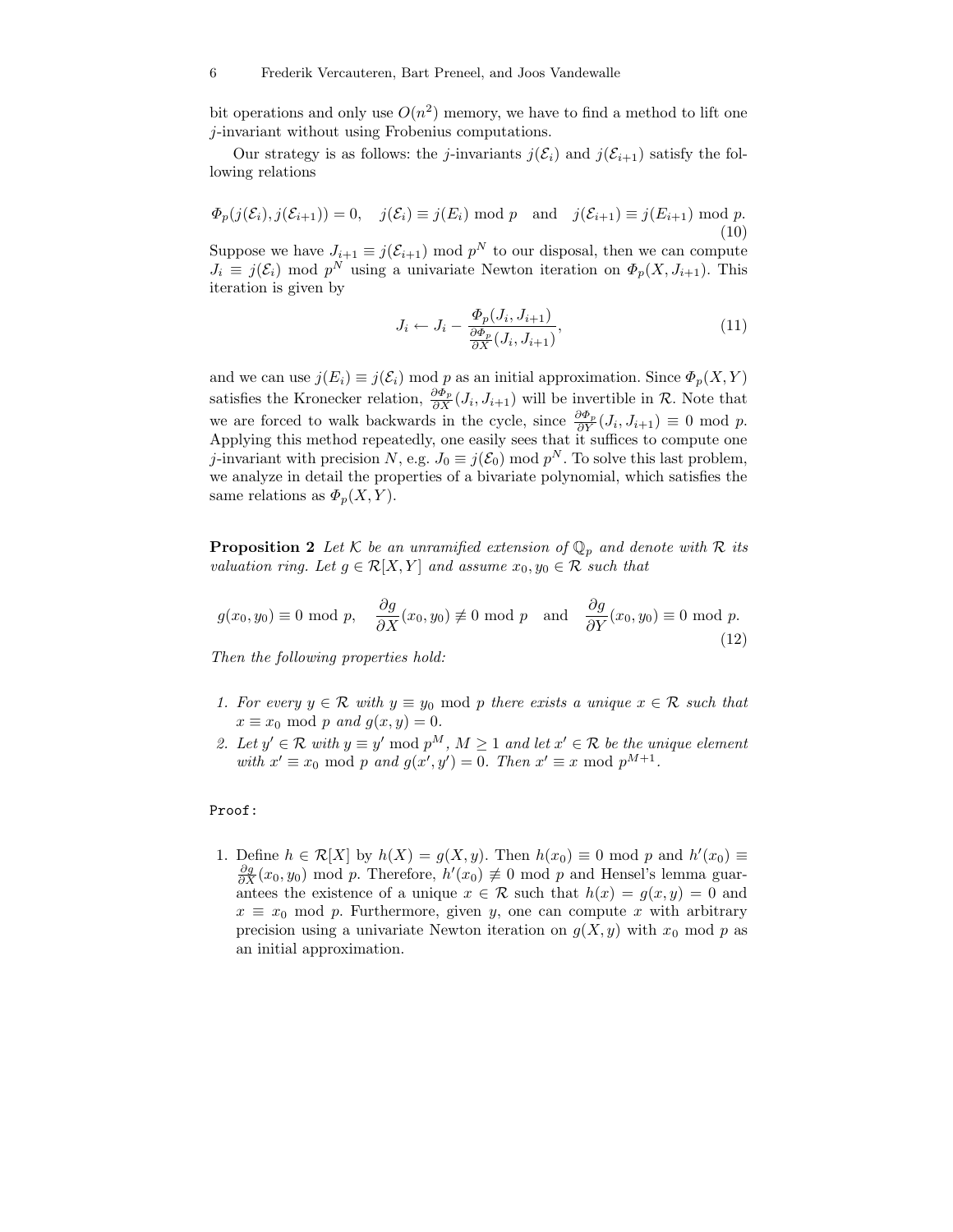bit operations and only use $O(n^2)$ memory, we have to find a method to lift one $j$-invariant without using Frobenius computations.

Our strategy is as follows: the $j$-invariants $j(\mathcal{E}_i)$ and $j(\mathcal{E}_{i+1})$ satisfy the following relations

$$\Phi_p(j(\mathcal{E}_i), j(\mathcal{E}_{i+1})) = 0, \quad j(\mathcal{E}_i) \equiv j(E_i) \bmod p \quad \text{and} \quad j(\mathcal{E}_{i+1}) \equiv j(E_{i+1}) \bmod p. \tag{10}$$

Suppose we have $J_{i+1} \equiv j(\mathcal{E}_{i+1}) \bmod p^N$ to our disposal, then we can compute $J_i \equiv j(\mathcal{E}_i) \bmod p^N$ using a univariate Newton iteration on $\Phi_p(X, J_{i+1})$. This iteration is given by

$$J_i \leftarrow J_i - \frac{\Phi_p(J_i, J_{i+1})}{\frac{\partial \Phi_p}{\partial X}(J_i, J_{i+1})}, \tag{11}$$

and we can use $j(E_i) \equiv j(\mathcal{E}_i) \bmod p$ as an initial approximation. Since $\Phi_p(X, Y)$ satisfies the Kronecker relation, $\frac{\partial \Phi_p}{\partial X}(J_i, J_{i+1})$ will be invertible in $\mathcal{R}$. Note that we are forced to walk backwards in the cycle, since $\frac{\partial \Phi_p}{\partial Y}(J_i, J_{i+1}) \equiv 0 \bmod p$. Applying this method repeatedly, one easily sees that it suffices to compute one $j$-invariant with precision $N$, e.g. $J_0 \equiv j(\mathcal{E}_0) \bmod p^N$. To solve this last problem, we analyze in detail the properties of a bivariate polynomial, which satisfies the same relations as $\Phi_p(X, Y)$.

**Proposition 2** *Let $\mathcal{K}$ be an unramified extension of $\mathbb{Q}_p$ and denote with $\mathcal{R}$ its valuation ring. Let $g \in \mathcal{R}[X, Y]$ and assume $x_0, y_0 \in \mathcal{R}$ such that*

$$g(x_0, y_0) \equiv 0 \bmod p, \quad \frac{\partial g}{\partial X}(x_0, y_0) \not\equiv 0 \bmod p \quad \text{and} \quad \frac{\partial g}{\partial Y}(x_0, y_0) \equiv 0 \bmod p. \tag{12}$$

*Then the following properties hold:*

1. *For every $y \in \mathcal{R}$ with $y \equiv y_0 \bmod p$ there exists a unique $x \in \mathcal{R}$ such that $x \equiv x_0 \bmod p$ and $g(x, y) = 0$.*
2. *Let $y' \in \mathcal{R}$ with $y \equiv y' \bmod p^M$, $M \geq 1$ and let $x' \in \mathcal{R}$ be the unique element with $x' \equiv x_0 \bmod p$ and $g(x', y') = 0$. Then $x' \equiv x \bmod p^{M+1}$.*

`Proof:`

1. Define $h \in \mathcal{R}[X]$ by $h(X) = g(X, y)$. Then $h(x_0) \equiv 0 \bmod p$ and $h'(x_0) \equiv \frac{\partial g}{\partial X}(x_0, y_0) \bmod p$. Therefore, $h'(x_0) \not\equiv 0 \bmod p$ and Hensel's lemma guarantees the existence of a unique $x \in \mathcal{R}$ such that $h(x) = g(x, y) = 0$ and $x \equiv x_0 \bmod p$. Furthermore, given $y$, one can compute $x$ with arbitrary precision using a univariate Newton iteration on $g(X, y)$ with $x_0 \bmod p$ as an initial approximation.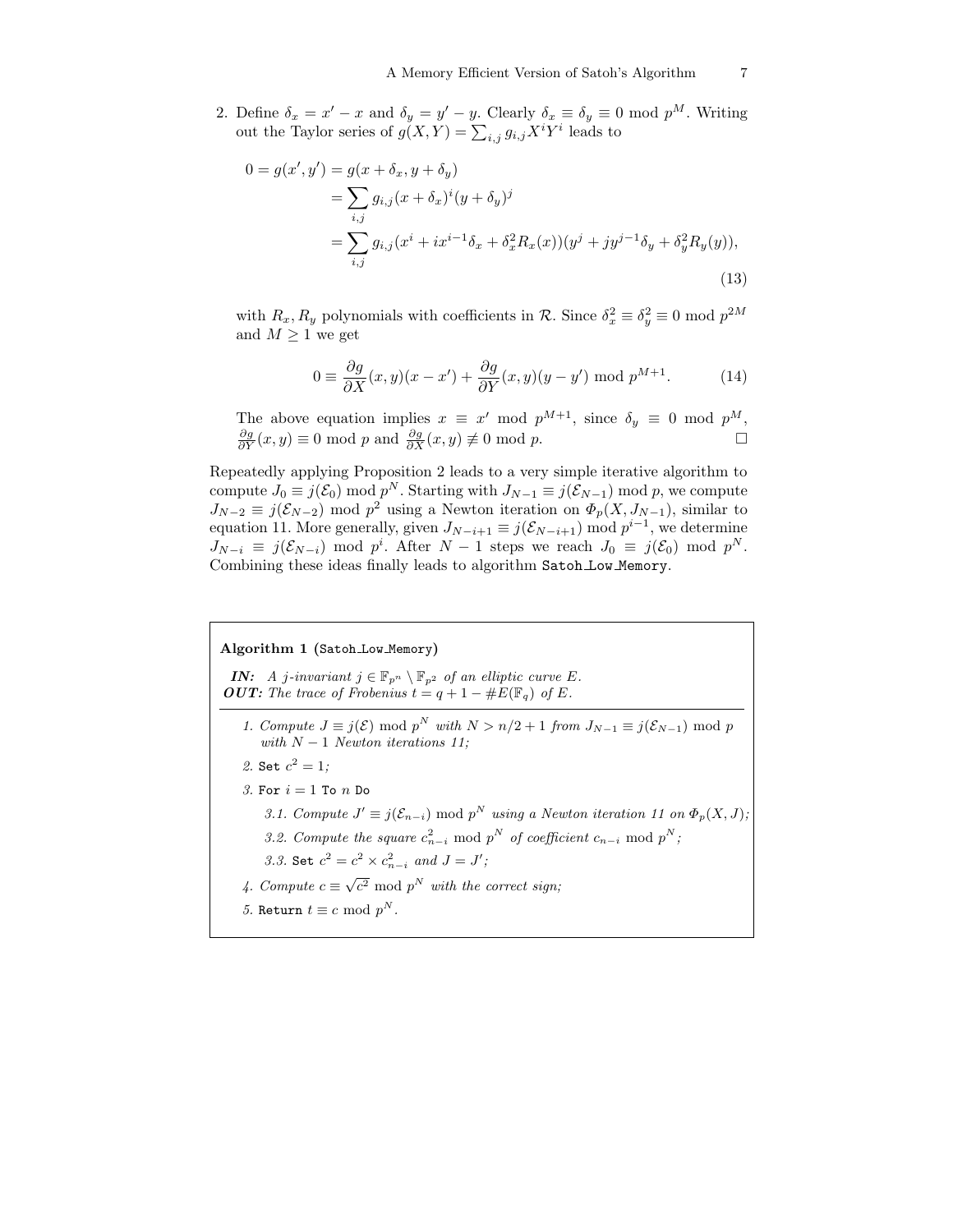2. Define $\delta_x = x' - x$ and $\delta_y = y' - y$. Clearly $\delta_x \equiv \delta_y \equiv 0 \bmod p^M$. Writing out the Taylor series of $g(X,Y) = \sum_{i,j} g_{i,j} X^i Y^i$ leads to

$$
\begin{aligned}
0 = g(x', y') &= g(x + \delta_x, y + \delta_y) \\
&= \sum_{i,j} g_{i,j} (x + \delta_x)^i (y + \delta_y)^j \\
&= \sum_{i,j} g_{i,j} (x^i + i x^{i-1} \delta_x + \delta_x^2 R_x(x))(y^j + j y^{j-1} \delta_y + \delta_y^2 R_y(y)),
\end{aligned}
\tag{13}
$$

with $R_x, R_y$ polynomials with coefficients in $\mathcal{R}$. Since $\delta_x^2 \equiv \delta_y^2 \equiv 0 \bmod p^{2M}$ and $M \geq 1$ we get

$$
0 \equiv \frac{\partial g}{\partial X}(x, y)(x - x') + \frac{\partial g}{\partial Y}(x, y)(y - y') \bmod p^{M+1}. \tag{14}
$$

The above equation implies $x \equiv x' \bmod p^{M+1}$, since $\delta_y \equiv 0 \bmod p^M$, $\frac{\partial g}{\partial Y}(x, y) \equiv 0 \bmod p$ and $\frac{\partial g}{\partial X}(x, y) \not\equiv 0 \bmod p$. □

Repeatedly applying Proposition 2 leads to a very simple iterative algorithm to compute $J_0 \equiv j(\mathcal{E}_0) \bmod p^N$. Starting with $J_{N-1} \equiv j(\mathcal{E}_{N-1}) \bmod p$, we compute $J_{N-2} \equiv j(\mathcal{E}_{N-2}) \bmod p^2$ using a Newton iteration on $\Phi_p(X, J_{N-1})$, similar to equation 11. More generally, given $J_{N-i+1} \equiv j(\mathcal{E}_{N-i+1}) \bmod p^{i-1}$, we determine $J_{N-i} \equiv j(\mathcal{E}_{N-i}) \bmod p^i$. After $N - 1$ steps we reach $J_0 \equiv j(\mathcal{E}_0) \bmod p^N$. Combining these ideas finally leads to algorithm `Satoh_Low_Memory`.

---

**Algorithm 1** (`Satoh_Low_Memory`)

***IN:*** *A j-invariant* $j \in \mathbb{F}_{p^n} \setminus \mathbb{F}_{p^2}$ *of an elliptic curve* $E$.
***OUT:*** *The trace of Frobenius* $t = q + 1 - \#E(\mathbb{F}_q)$ *of* $E$.

1. *Compute* $J \equiv j(\mathcal{E}) \bmod p^N$ *with* $N > n/2 + 1$ *from* $J_{N-1} \equiv j(\mathcal{E}_{N-1}) \bmod p$ *with* $N - 1$ *Newton iterations 11;*
2. `Set` $c^2 = 1$;
3. `For` $i = 1$ `To` $n$ `Do`
   - 3.1. *Compute* $J' \equiv j(\mathcal{E}_{n-i}) \bmod p^N$ *using a Newton iteration 11 on* $\Phi_p(X, J)$*;*
   - 3.2. *Compute the square* $c_{n-i}^2 \bmod p^N$ *of coefficient* $c_{n-i} \bmod p^N$*;*
   - 3.3. `Set` $c^2 = c^2 \times c_{n-i}^2$ *and* $J = J'$*;*
4. *Compute* $c \equiv \sqrt{c^2} \bmod p^N$ *with the correct sign;*
5. `Return` $t \equiv c \bmod p^N$.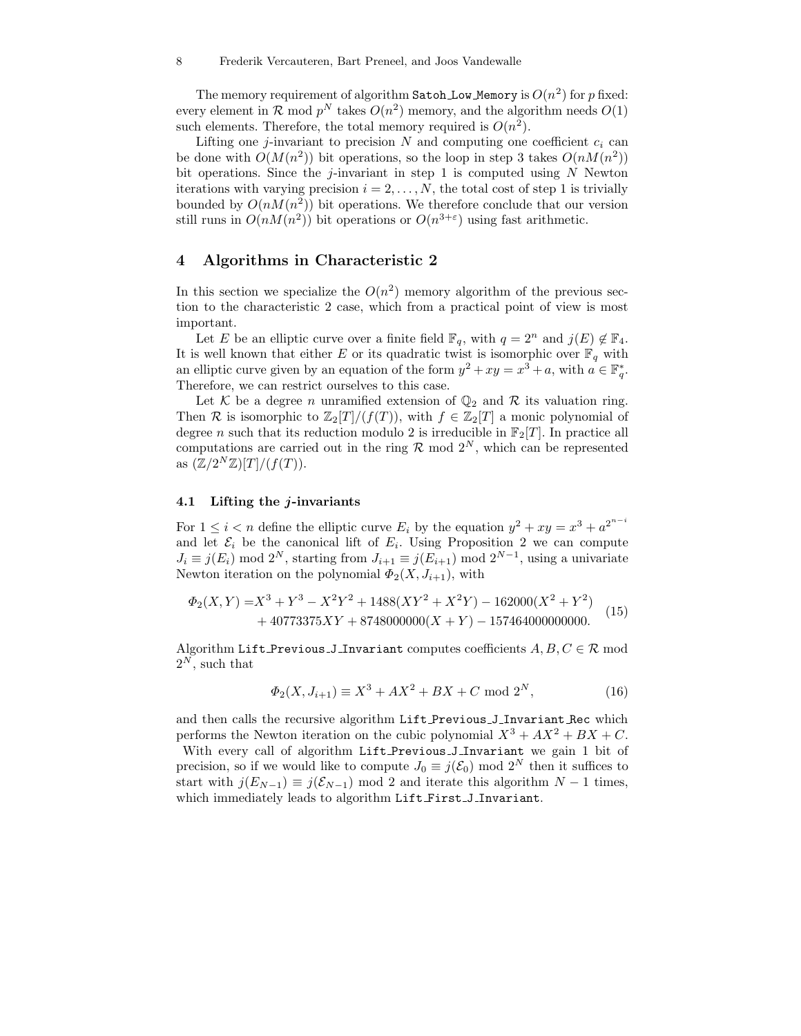The memory requirement of algorithm `Satoh_Low_Memory` is $O(n^2)$ for $p$ fixed: every element in $\mathcal{R}$ mod $p^N$ takes $O(n^2)$ memory, and the algorithm needs $O(1)$ such elements. Therefore, the total memory required is $O(n^2)$.

Lifting one $j$-invariant to precision $N$ and computing one coefficient $c_i$ can be done with $O(M(n^2))$ bit operations, so the loop in step 3 takes $O(nM(n^2))$ bit operations. Since the $j$-invariant in step 1 is computed using $N$ Newton iterations with varying precision $i = 2, \ldots, N$, the total cost of step 1 is trivially bounded by $O(nM(n^2))$ bit operations. We therefore conclude that our version still runs in $O(nM(n^2))$ bit operations or $O(n^{3+\varepsilon})$ using fast arithmetic.

## 4 Algorithms in Characteristic 2

In this section we specialize the $O(n^2)$ memory algorithm of the previous section to the characteristic 2 case, which from a practical point of view is most important.

Let $E$ be an elliptic curve over a finite field $\mathbb{F}_q$, with $q = 2^n$ and $j(E) \notin \mathbb{F}_4$. It is well known that either $E$ or its quadratic twist is isomorphic over $\mathbb{F}_q$ with an elliptic curve given by an equation of the form $y^2 + xy = x^3 + a$, with $a \in \mathbb{F}_q^*$. Therefore, we can restrict ourselves to this case.

Let $\mathcal{K}$ be a degree $n$ unramified extension of $\mathbb{Q}_2$ and $\mathcal{R}$ its valuation ring. Then $\mathcal{R}$ is isomorphic to $\mathbb{Z}_2[T]/(f(T))$, with $f \in \mathbb{Z}_2[T]$ a monic polynomial of degree $n$ such that its reduction modulo 2 is irreducible in $\mathbb{F}_2[T]$. In practice all computations are carried out in the ring $\mathcal{R}$ mod $2^N$, which can be represented as $(\mathbb{Z}/2^N\mathbb{Z})[T]/(f(T))$.

### 4.1 Lifting the $j$-invariants

For $1 \leq i < n$ define the elliptic curve $E_i$ by the equation $y^2 + xy = x^3 + a^{2^{n-i}}$ and let $\mathcal{E}_i$ be the canonical lift of $E_i$. Using Proposition 2 we can compute $J_i \equiv j(E_i) \bmod 2^N$, starting from $J_{i+1} \equiv j(E_{i+1}) \bmod 2^{N-1}$, using a univariate Newton iteration on the polynomial $\Phi_2(X, J_{i+1})$, with

$$\begin{aligned}\Phi_2(X,Y) = & X^3 + Y^3 - X^2Y^2 + 1488(XY^2 + X^2Y) - 162000(X^2 + Y^2) \\ & + 40773375XY + 8748000000(X + Y) - 157464000000000.\end{aligned} \tag{15}$$

Algorithm `Lift_Previous_J_Invariant` computes coefficients $A, B, C \in \mathcal{R}$ mod $2^N$, such that

$$\Phi_2(X, J_{i+1}) \equiv X^3 + AX^2 + BX + C \bmod 2^N, \tag{16}$$

and then calls the recursive algorithm `Lift_Previous_J_Invariant_Rec` which performs the Newton iteration on the cubic polynomial $X^3 + AX^2 + BX + C$.

With every call of algorithm `Lift_Previous_J_Invariant` we gain 1 bit of precision, so if we would like to compute $J_0 \equiv j(\mathcal{E}_0) \bmod 2^N$ then it suffices to start with $j(E_{N-1}) \equiv j(\mathcal{E}_{N-1}) \bmod 2$ and iterate this algorithm $N - 1$ times, which immediately leads to algorithm `Lift_First_J_Invariant`.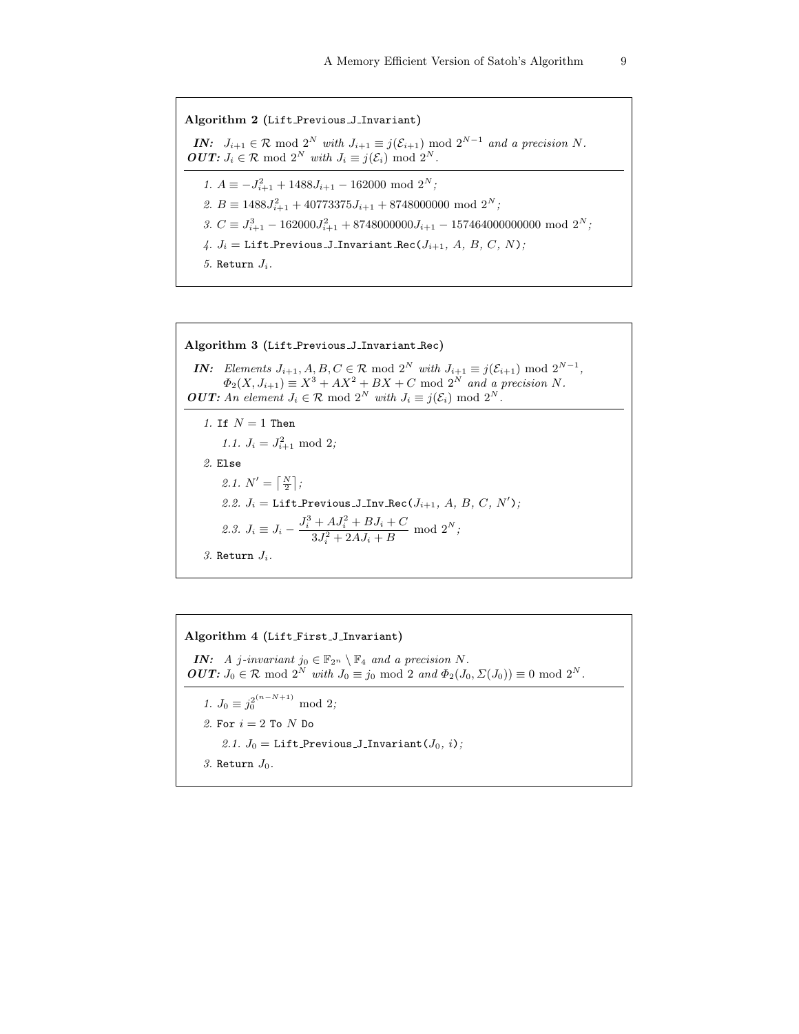**Algorithm 2 (`Lift_Previous_J_Invariant`)**

***IN:*** $J_{i+1} \in \mathcal{R} \bmod 2^N$ *with* $J_{i+1} \equiv j(\mathcal{E}_{i+1}) \bmod 2^{N-1}$ *and a precision* $N$.
***OUT:*** $J_i \in \mathcal{R} \bmod 2^N$ *with* $J_i \equiv j(\mathcal{E}_i) \bmod 2^N$.

1. $A \equiv -J_{i+1}^2 + 1488 J_{i+1} - 162000 \bmod 2^N$;
2. $B \equiv 1488 J_{i+1}^2 + 40773375 J_{i+1} + 8748000000 \bmod 2^N$;
3. $C \equiv J_{i+1}^3 - 162000 J_{i+1}^2 + 8748000000 J_{i+1} - 157464000000000 \bmod 2^N$;
4. $J_i =$ `Lift_Previous_J_Invariant_Rec`$(J_{i+1}, A, B, C, N)$;
5. `Return` $J_i$.

**Algorithm 3 (`Lift_Previous_J_Invariant_Rec`)**

***IN:*** *Elements* $J_{i+1}, A, B, C \in \mathcal{R} \bmod 2^N$ *with* $J_{i+1} \equiv j(\mathcal{E}_{i+1}) \bmod 2^{N-1}$, $\Phi_2(X, J_{i+1}) \equiv X^3 + AX^2 + BX + C \bmod 2^N$ *and a precision* $N$.
***OUT:*** *An element* $J_i \in \mathcal{R} \bmod 2^N$ *with* $J_i \equiv j(\mathcal{E}_i) \bmod 2^N$.

1. `If` $N = 1$ `Then`
   1.1. $J_i = J_{i+1}^2 \bmod 2$;
2. `Else`
   2.1. $N' = \left\lceil \frac{N}{2} \right\rceil$;
   2.2. $J_i =$ `Lift_Previous_J_Inv_Rec`$(J_{i+1}, A, B, C, N')$;
   2.3. $J_i \equiv J_i - \dfrac{J_i^3 + AJ_i^2 + BJ_i + C}{3J_i^2 + 2AJ_i + B} \bmod 2^N$;
3. `Return` $J_i$.

**Algorithm 4 (`Lift_First_J_Invariant`)**

***IN:*** *A j-invariant* $j_0 \in \mathbb{F}_{2^n} \setminus \mathbb{F}_4$ *and a precision* $N$.
***OUT:*** $J_0 \in \mathcal{R} \bmod 2^N$ *with* $J_0 \equiv j_0 \bmod 2$ *and* $\Phi_2(J_0, \Sigma(J_0)) \equiv 0 \bmod 2^N$.

1. $J_0 \equiv j_0^{2^{(n-N+1)}} \bmod 2$;
2. `For` $i = 2$ `To` $N$ `Do`
   2.1. $J_0 =$ `Lift_Previous_J_Invariant`$(J_0, i)$;
3. `Return` $J_0$.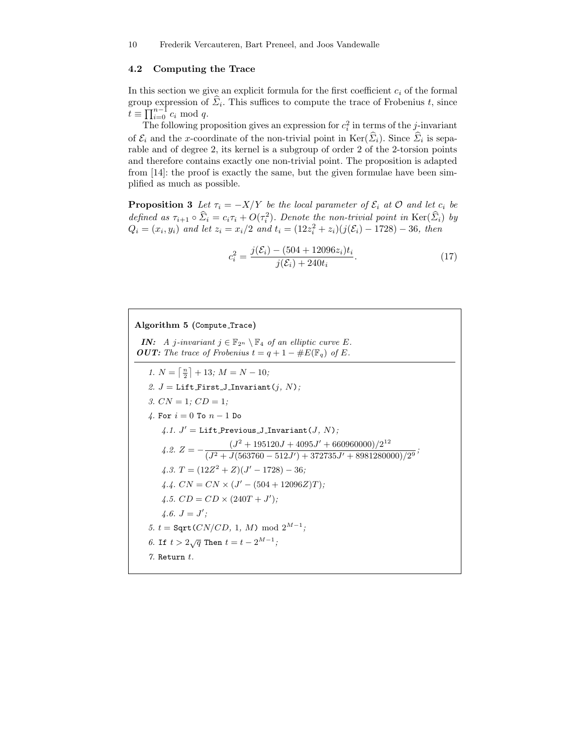### 4.2 Computing the Trace

In this section we give an explicit formula for the first coefficient $c_i$ of the formal group expression of $\widehat{\Sigma}_i$. This suffices to compute the trace of Frobenius $t$, since $t \equiv \prod_{i=0}^{n-1} c_i \bmod q$.

The following proposition gives an expression for $c_i^2$ in terms of the $j$-invariant of $\mathcal{E}_i$ and the $x$-coordinate of the non-trivial point in $\mathrm{Ker}(\widehat{\Sigma}_i)$. Since $\widehat{\Sigma}_i$ is separable and of degree 2, its kernel is a subgroup of order 2 of the 2-torsion points and therefore contains exactly one non-trivial point. The proposition is adapted from [14]: the proof is exactly the same, but the given formulae have been simplified as much as possible.

**Proposition 3** *Let $\tau_i = -X/Y$ be the local parameter of $\mathcal{E}_i$ at $\mathcal{O}$ and let $c_i$ be defined as $\tau_{i+1} \circ \widehat{\Sigma}_i = c_i \tau_i + O(\tau_i^2)$. Denote the non-trivial point in $\mathrm{Ker}(\widehat{\Sigma}_i)$ by $Q_i = (x_i, y_i)$ and let $z_i = x_i/2$ and $t_i = (12z_i^2 + z_i)(j(\mathcal{E}_i) - 1728) - 36$, then*

$$c_i^2 = \frac{j(\mathcal{E}_i) - (504 + 12096 z_i) t_i}{j(\mathcal{E}_i) + 240 t_i}. \tag{17}$$

---

**Algorithm 5** (`Compute_Trace`)

***IN:*** *A $j$-invariant $j \in \mathbb{F}_{2^n} \setminus \mathbb{F}_4$ of an elliptic curve $E$.*
***OUT:*** *The trace of Frobenius $t = q + 1 - \#E(\mathbb{F}_q)$ of $E$.*

1. $N = \lceil \frac{n}{2} \rceil + 13$; $M = N - 10$;
2. $J =$ `Lift_First_J_Invariant`$(j, N)$;
3. $CN = 1$; $CD = 1$;
4. `For` $i = 0$ `To` $n - 1$ `Do`
   - 4.1. $J' =$ `Lift_Previous_J_Invariant`$(J, N)$;
   - 4.2. $Z = -\dfrac{(J^2 + 195120J + 4095J' + 660960000)/2^{12}}{(J^2 + J(563760 - 512J') + 372735J' + 8981280000)/2^9}$;
   - 4.3. $T = (12Z^2 + Z)(J' - 1728) - 36$;
   - 4.4. $CN = CN \times (J' - (504 + 12096Z)T)$;
   - 4.5. $CD = CD \times (240T + J')$;
   - 4.6. $J = J'$;
5. $t =$ `Sqrt`$(CN/CD, 1, M) \bmod 2^{M-1}$;
6. `If` $t > 2\sqrt{q}$ `Then` $t = t - 2^{M-1}$;
7. `Return` $t$.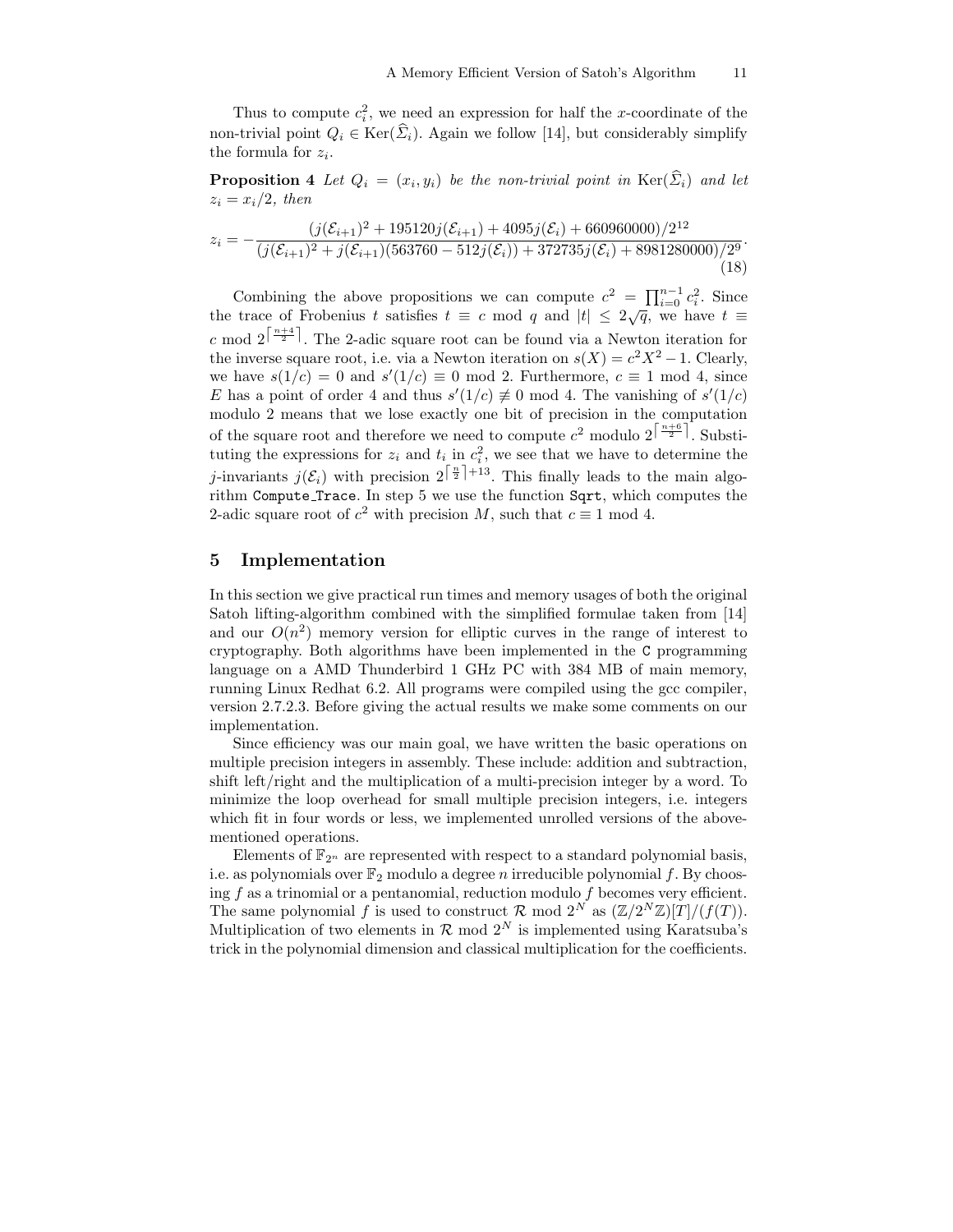Thus to compute $c_i^2$, we need an expression for half the $x$-coordinate of the non-trivial point $Q_i \in \operatorname{Ker}(\widehat{\Sigma}_i)$. Again we follow [14], but considerably simplify the formula for $z_i$.

**Proposition 4** *Let $Q_i = (x_i, y_i)$ be the non-trivial point in $\operatorname{Ker}(\widehat{\Sigma}_i)$ and let $z_i = x_i/2$, then*

$$z_i = -\frac{(j(\mathcal{E}_{i+1})^2 + 195120 j(\mathcal{E}_{i+1}) + 4095 j(\mathcal{E}_i) + 660960000)/2^{12}}{(j(\mathcal{E}_{i+1})^2 + j(\mathcal{E}_{i+1})(563760 - 512 j(\mathcal{E}_i)) + 372735 j(\mathcal{E}_i) + 8981280000)/2^9}. \tag{18}$$

Combining the above propositions we can compute $c^2 = \prod_{i=0}^{n-1} c_i^2$. Since the trace of Frobenius $t$ satisfies $t \equiv c \bmod q$ and $|t| \leq 2\sqrt{q}$, we have $t \equiv c \bmod 2^{\lceil \frac{n+4}{2} \rceil}$. The 2-adic square root can be found via a Newton iteration for the inverse square root, i.e. via a Newton iteration on $s(X) = c^2X^2 - 1$. Clearly, we have $s(1/c) = 0$ and $s'(1/c) \equiv 0 \bmod 2$. Furthermore, $c \equiv 1 \bmod 4$, since $E$ has a point of order 4 and thus $s'(1/c) \not\equiv 0 \bmod 4$. The vanishing of $s'(1/c)$ modulo 2 means that we lose exactly one bit of precision in the computation of the square root and therefore we need to compute $c^2$ modulo $2^{\lceil \frac{n+6}{2} \rceil}$. Substituting the expressions for $z_i$ and $t_i$ in $c_i^2$, we see that we have to determine the $j$-invariants $j(\mathcal{E}_i)$ with precision $2^{\lceil \frac{n}{2} \rceil + 13}$. This finally leads to the main algorithm `Compute_Trace`. In step 5 we use the function `Sqrt`, which computes the 2-adic square root of $c^2$ with precision $M$, such that $c \equiv 1 \bmod 4$.

## 5 Implementation

In this section we give practical run times and memory usages of both the original Satoh lifting-algorithm combined with the simplified formulae taken from [14] and our $O(n^2)$ memory version for elliptic curves in the range of interest to cryptography. Both algorithms have been implemented in the `C` programming language on a AMD Thunderbird 1 GHz PC with 384 MB of main memory, running Linux Redhat 6.2. All programs were compiled using the gcc compiler, version 2.7.2.3. Before giving the actual results we make some comments on our implementation.

Since efficiency was our main goal, we have written the basic operations on multiple precision integers in assembly. These include: addition and subtraction, shift left/right and the multiplication of a multi-precision integer by a word. To minimize the loop overhead for small multiple precision integers, i.e. integers which fit in four words or less, we implemented unrolled versions of the above-mentioned operations.

Elements of $\mathbb{F}_{2^n}$ are represented with respect to a standard polynomial basis, i.e. as polynomials over $\mathbb{F}_2$ modulo a degree $n$ irreducible polynomial $f$. By choosing $f$ as a trinomial or a pentanomial, reduction modulo $f$ becomes very efficient. The same polynomial $f$ is used to construct $\mathcal{R} \bmod 2^N$ as $(\mathbb{Z}/2^N\mathbb{Z})[T]/(f(T))$. Multiplication of two elements in $\mathcal{R} \bmod 2^N$ is implemented using Karatsuba's trick in the polynomial dimension and classical multiplication for the coefficients.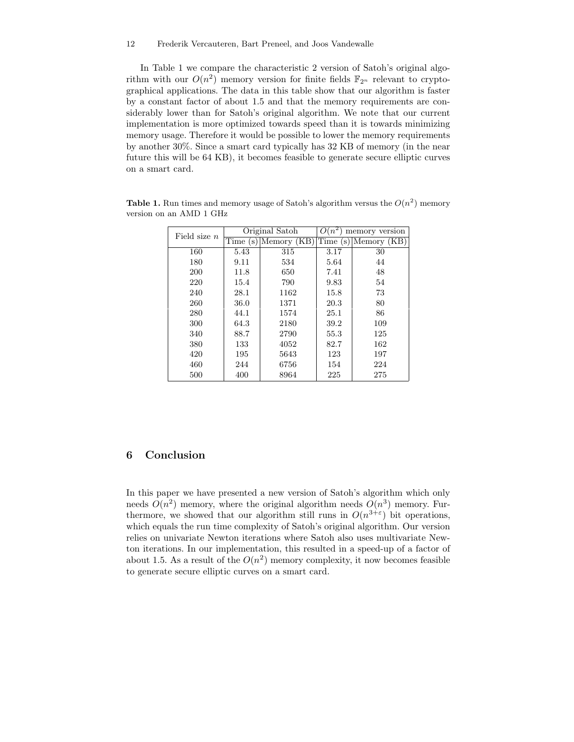In Table 1 we compare the characteristic 2 version of Satoh's original algorithm with our $O(n^2)$ memory version for finite fields $\mathbb{F}_{2^n}$ relevant to cryptographical applications. The data in this table show that our algorithm is faster by a constant factor of about 1.5 and that the memory requirements are considerably lower than for Satoh's original algorithm. We note that our current implementation is more optimized towards speed than it is towards minimizing memory usage. Therefore it would be possible to lower the memory requirements by another 30%. Since a smart card typically has 32 KB of memory (in the near future this will be 64 KB), it becomes feasible to generate secure elliptic curves on a smart card.

**Table 1.** Run times and memory usage of Satoh's algorithm versus the $O(n^2)$ memory version on an AMD 1 GHz

| Field size $n$ | Original Satoh | | $O(n^2)$ memory version | |
|---|---|---|---|---|
| | Time (s) | Memory (KB) | Time (s) | Memory (KB) |
| 160 | 5.43 | 315 | 3.17 | 30 |
| 180 | 9.11 | 534 | 5.64 | 44 |
| 200 | 11.8 | 650 | 7.41 | 48 |
| 220 | 15.4 | 790 | 9.83 | 54 |
| 240 | 28.1 | 1162 | 15.8 | 73 |
| 260 | 36.0 | 1371 | 20.3 | 80 |
| 280 | 44.1 | 1574 | 25.1 | 86 |
| 300 | 64.3 | 2180 | 39.2 | 109 |
| 340 | 88.7 | 2790 | 55.3 | 125 |
| 380 | 133 | 4052 | 82.7 | 162 |
| 420 | 195 | 5643 | 123 | 197 |
| 460 | 244 | 6756 | 154 | 224 |
| 500 | 400 | 8964 | 225 | 275 |

## 6 Conclusion

In this paper we have presented a new version of Satoh's algorithm which only needs $O(n^2)$ memory, where the original algorithm needs $O(n^3)$ memory. Furthermore, we showed that our algorithm still runs in $O(n^{3+\varepsilon})$ bit operations, which equals the run time complexity of Satoh's original algorithm. Our version relies on univariate Newton iterations where Satoh also uses multivariate Newton iterations. In our implementation, this resulted in a speed-up of a factor of about 1.5. As a result of the $O(n^2)$ memory complexity, it now becomes feasible to generate secure elliptic curves on a smart card.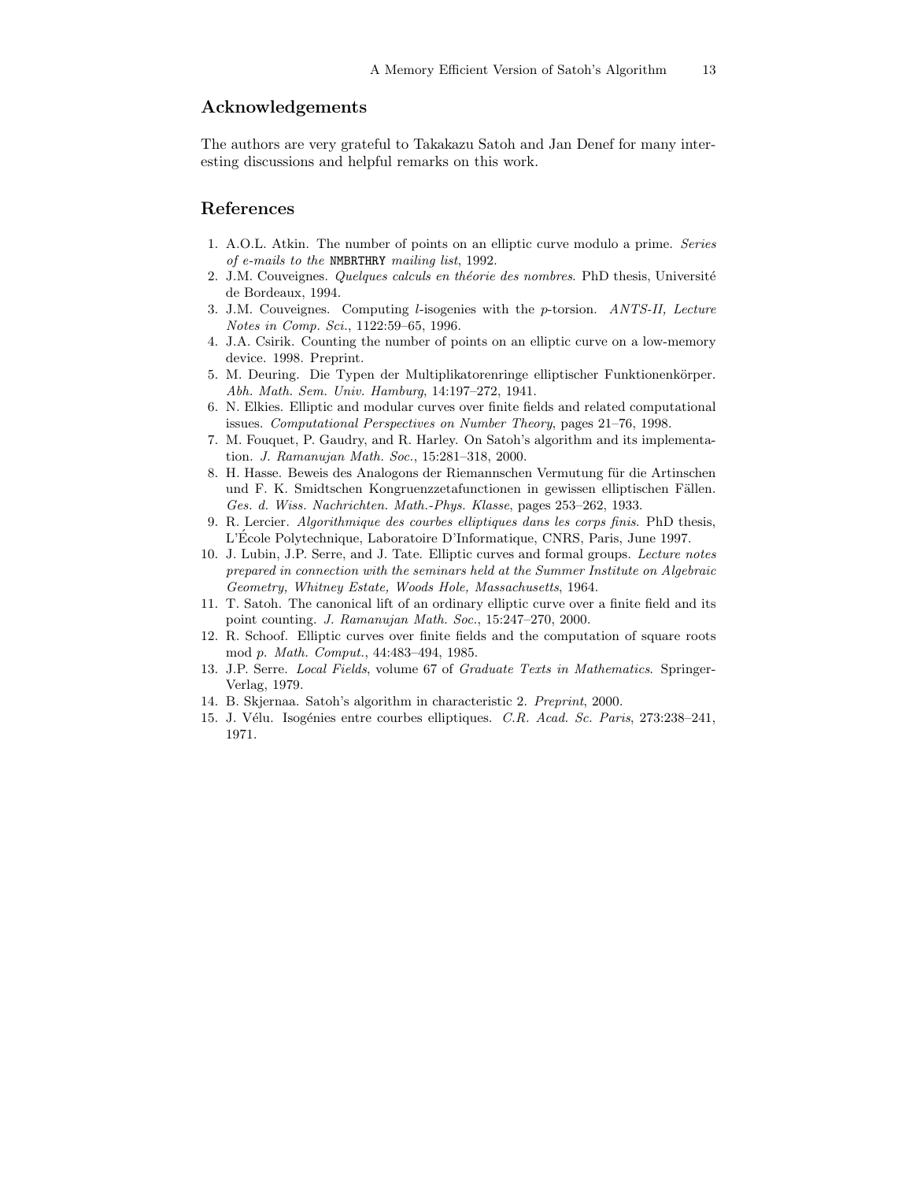## Acknowledgements

The authors are very grateful to Takakazu Satoh and Jan Denef for many interesting discussions and helpful remarks on this work.

## References

1. A.O.L. Atkin. The number of points on an elliptic curve modulo a prime. *Series of e-mails to the* NMBRTHRY *mailing list*, 1992.
2. J.M. Couveignes. *Quelques calculs en théorie des nombres*. PhD thesis, Université de Bordeaux, 1994.
3. J.M. Couveignes. Computing $l$-isogenies with the $p$-torsion. *ANTS-II, Lecture Notes in Comp. Sci.*, 1122:59–65, 1996.
4. J.A. Csirik. Counting the number of points on an elliptic curve on a low-memory device. 1998. Preprint.
5. M. Deuring. Die Typen der Multiplikatorenringe elliptischer Funktionenkörper. *Abh. Math. Sem. Univ. Hamburg*, 14:197–272, 1941.
6. N. Elkies. Elliptic and modular curves over finite fields and related computational issues. *Computational Perspectives on Number Theory*, pages 21–76, 1998.
7. M. Fouquet, P. Gaudry, and R. Harley. On Satoh's algorithm and its implementation. *J. Ramanujan Math. Soc.*, 15:281–318, 2000.
8. H. Hasse. Beweis des Analogons der Riemannschen Vermutung für die Artinschen und F. K. Smidtschen Kongruenzzetafunctionen in gewissen elliptischen Fällen. *Ges. d. Wiss. Nachrichten. Math.-Phys. Klasse*, pages 253–262, 1933.
9. R. Lercier. *Algorithmique des courbes elliptiques dans les corps finis*. PhD thesis, L'École Polytechnique, Laboratoire D'Informatique, CNRS, Paris, June 1997.
10. J. Lubin, J.P. Serre, and J. Tate. Elliptic curves and formal groups. *Lecture notes prepared in connection with the seminars held at the Summer Institute on Algebraic Geometry, Whitney Estate, Woods Hole, Massachusetts*, 1964.
11. T. Satoh. The canonical lift of an ordinary elliptic curve over a finite field and its point counting. *J. Ramanujan Math. Soc.*, 15:247–270, 2000.
12. R. Schoof. Elliptic curves over finite fields and the computation of square roots mod $p$. *Math. Comput.*, 44:483–494, 1985.
13. J.P. Serre. *Local Fields*, volume 67 of *Graduate Texts in Mathematics*. Springer-Verlag, 1979.
14. B. Skjernaa. Satoh's algorithm in characteristic 2. *Preprint*, 2000.
15. J. Vélu. Isogénies entre courbes elliptiques. *C.R. Acad. Sc. Paris*, 273:238–241, 1971.